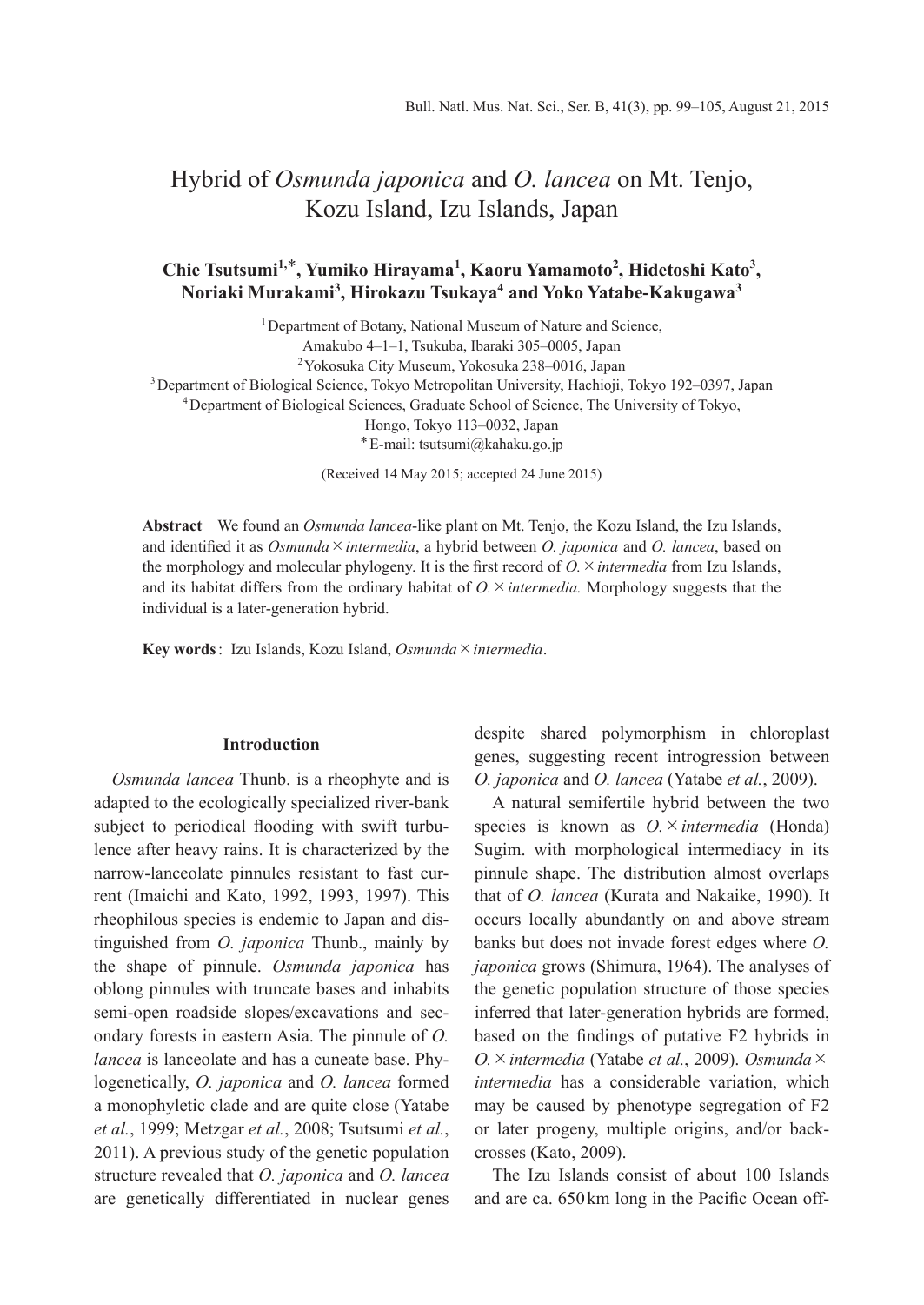# Hybrid of *Osmunda japonica* and *O. lancea* on Mt. Tenjo, Kozu Island, Izu Islands, Japan

**Chie Tsutsumi[1,*], Yumiko Hirayama[1], Kaoru Yamamoto[2], Hidetoshi Kato[3], Noriaki Murakami[3], Hirokazu Tsukaya[4] and Yoko Yatabe-Kakugawa[3]**

[1] Department of Botany, National Museum of Nature and Science, Amakubo 4–1–1, Tsukuba, Ibaraki 305–0005, Japan
[2] Yokosuka City Museum, Yokosuka 238–0016, Japan
[3] Department of Biological Science, Tokyo Metropolitan University, Hachioji, Tokyo 192–0397, Japan
[4] Department of Biological Sciences, Graduate School of Science, The University of Tokyo, Hongo, Tokyo 113–0032, Japan
[*] E-mail: tsutsumi@kahaku.go.jp

(Received 14 May 2015; accepted 24 June 2015)

**Abstract** We found an *Osmunda lancea*-like plant on Mt. Tenjo, the Kozu Island, the Izu Islands, and identified it as *Osmunda × intermedia*, a hybrid between *O. japonica* and *O. lancea*, based on the morphology and molecular phylogeny. It is the first record of *O. × intermedia* from Izu Islands, and its habitat differs from the ordinary habitat of *O. × intermedia.* Morphology suggests that the individual is a later-generation hybrid.

**Key words**: Izu Islands, Kozu Island, *Osmunda × intermedia*.

## Introduction

*Osmunda lancea* Thunb. is a rheophyte and is adapted to the ecologically specialized river-bank subject to periodical flooding with swift turbulence after heavy rains. It is characterized by the narrow-lanceolate pinnules resistant to fast current (Imaichi and Kato, 1992, 1993, 1997). This rheophilous species is endemic to Japan and distinguished from *O. japonica* Thunb., mainly by the shape of pinnule. *Osmunda japonica* has oblong pinnules with truncate bases and inhabits semi-open roadside slopes/excavations and secondary forests in eastern Asia. The pinnule of *O. lancea* is lanceolate and has a cuneate base. Phylogenetically, *O. japonica* and *O. lancea* formed a monophyletic clade and are quite close (Yatabe *et al.*, 1999; Metzgar *et al.*, 2008; Tsutsumi *et al.*, 2011). A previous study of the genetic population structure revealed that *O. japonica* and *O. lancea* are genetically differentiated in nuclear genes despite shared polymorphism in chloroplast genes, suggesting recent introgression between *O. japonica* and *O. lancea* (Yatabe *et al.*, 2009).

A natural semifertile hybrid between the two species is known as *O. × intermedia* (Honda) Sugim. with morphological intermediacy in its pinnule shape. The distribution almost overlaps that of *O. lancea* (Kurata and Nakaike, 1990). It occurs locally abundantly on and above stream banks but does not invade forest edges where *O. japonica* grows (Shimura, 1964). The analyses of the genetic population structure of those species inferred that later-generation hybrids are formed, based on the findings of putative F2 hybrids in *O. × intermedia* (Yatabe *et al.*, 2009). *Osmunda × intermedia* has a considerable variation, which may be caused by phenotype segregation of F2 or later progeny, multiple origins, and/or backcrosses (Kato, 2009).

The Izu Islands consist of about 100 Islands and are ca. 650 km long in the Pacific Ocean off-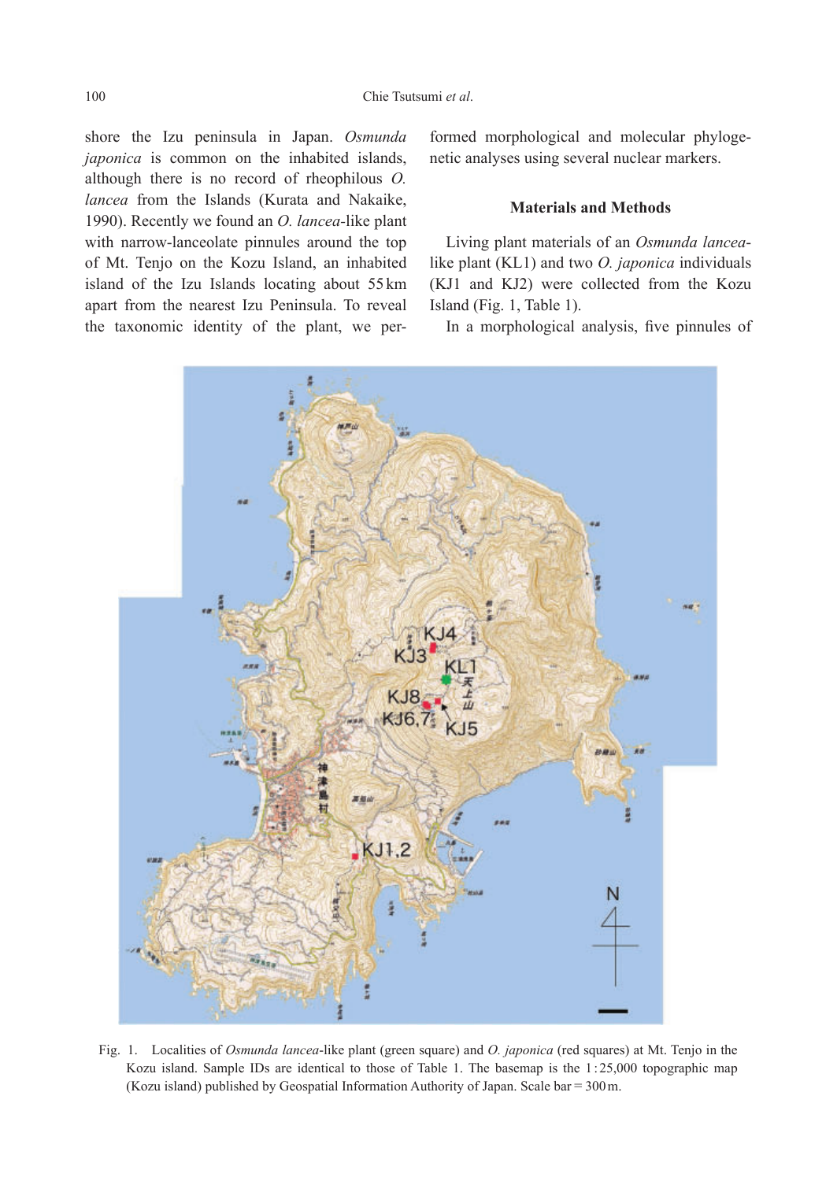shore the Izu peninsula in Japan. *Osmunda japonica* is common on the inhabited islands, although there is no record of rheophilous *O. lancea* from the Islands (Kurata and Nakaike, 1990). Recently we found an *O. lancea*-like plant with narrow-lanceolate pinnules around the top of Mt. Tenjo on the Kozu Island, an inhabited island of the Izu Islands locating about 55 km apart from the nearest Izu Peninsula. To reveal the taxonomic identity of the plant, we performed morphological and molecular phylogenetic analyses using several nuclear markers.

## Materials and Methods

Living plant materials of an *Osmunda lancea*-like plant (KL1) and two *O. japonica* individuals (KJ1 and KJ2) were collected from the Kozu Island (Fig. 1, Table 1).

In a morphological analysis, five pinnules of

Fig. 1. Localities of *Osmunda lancea*-like plant (green square) and *O. japonica* (red squares) at Mt. Tenjo in the Kozu island. Sample IDs are identical to those of Table 1. The basemap is the 1 : 25,000 topographic map (Kozu island) published by Geospatial Information Authority of Japan. Scale bar = 300 m.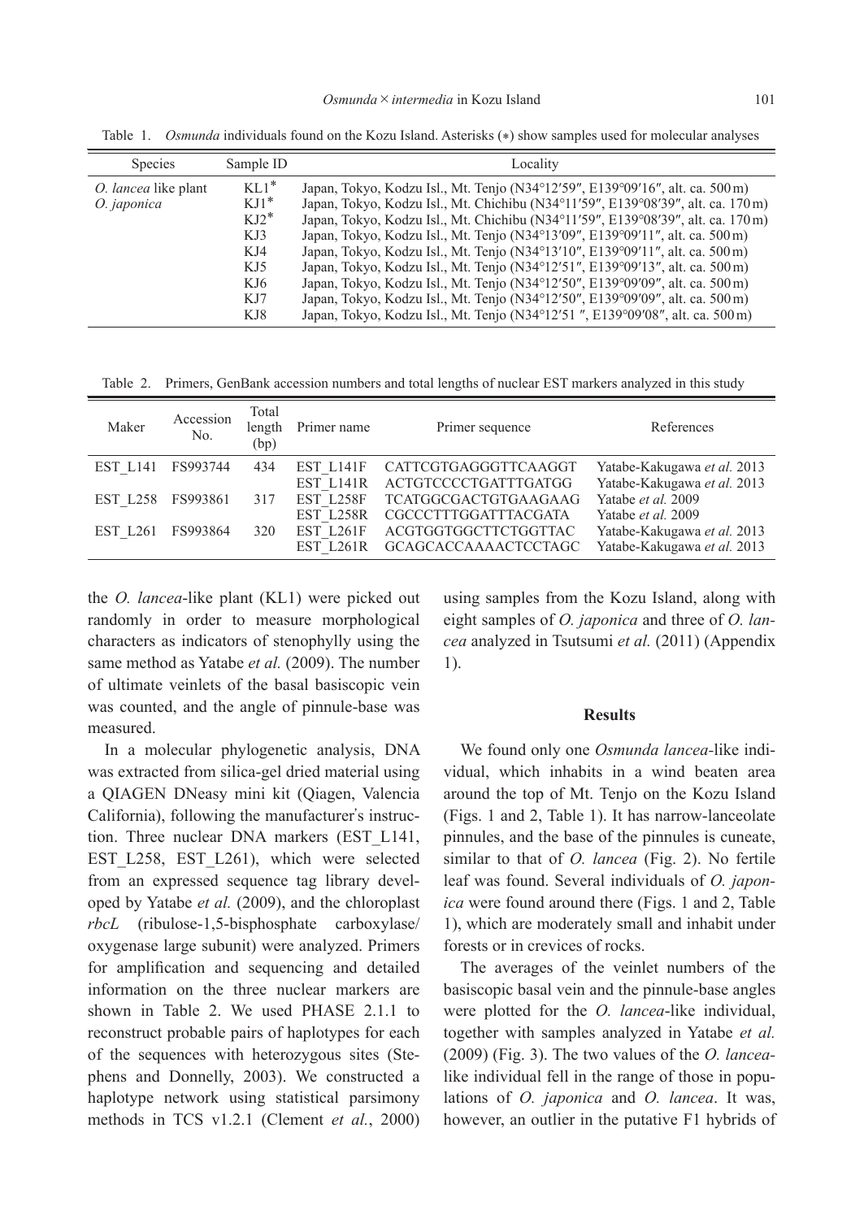Table 1. *Osmunda* individuals found on the Kozu Island. Asterisks (*) show samples used for molecular analyses

| Species | Sample ID | Locality |
|---|---|---|
| *O. lancea* like plant | KL1* | Japan, Tokyo, Kodzu Isl., Mt. Tenjo (N34°12′59″, E139°09′16″, alt. ca. 500 m) |
| *O. japonica* | KJ1* | Japan, Tokyo, Kodzu Isl., Mt. Chichibu (N34°11′59″, E139°08′39″, alt. ca. 170 m) |
| | KJ2* | Japan, Tokyo, Kodzu Isl., Mt. Chichibu (N34°11′59″, E139°08′39″, alt. ca. 170 m) |
| | KJ3 | Japan, Tokyo, Kodzu Isl., Mt. Tenjo (N34°13′09″, E139°09′11″, alt. ca. 500 m) |
| | KJ4 | Japan, Tokyo, Kodzu Isl., Mt. Tenjo (N34°13′10″, E139°09′11″, alt. ca. 500 m) |
| | KJ5 | Japan, Tokyo, Kodzu Isl., Mt. Tenjo (N34°12′51″, E139°09′13″, alt. ca. 500 m) |
| | KJ6 | Japan, Tokyo, Kodzu Isl., Mt. Tenjo (N34°12′50″, E139°09′09″, alt. ca. 500 m) |
| | KJ7 | Japan, Tokyo, Kodzu Isl., Mt. Tenjo (N34°12′50″, E139°09′09″, alt. ca. 500 m) |
| | KJ8 | Japan, Tokyo, Kodzu Isl., Mt. Tenjo (N34°12′51 ″, E139°09′08″, alt. ca. 500 m) |

Table 2. Primers, GenBank accession numbers and total lengths of nuclear EST markers analyzed in this study

| Maker | Accession No. | Total length (bp) | Primer name | Primer sequence | References |
|---|---|---|---|---|---|
| EST_L141 | FS993744 | 434 | EST_L141F | CATTCGTGAGGGTTCAAGGT | Yatabe-Kakugawa *et al.* 2013 |
| | | | EST_L141R | ACTGTCCCCTGATTTGATGG | Yatabe-Kakugawa *et al.* 2013 |
| EST_L258 | FS993861 | 317 | EST_L258F | TCATGGCGACTGTGAAGAAG | Yatabe *et al.* 2009 |
| | | | EST_L258R | CGCCCTTTGGATTTACGATA | Yatabe *et al.* 2009 |
| EST_L261 | FS993864 | 320 | EST_L261F | ACGTGGTGGCTTCTGGTTAC | Yatabe-Kakugawa *et al.* 2013 |
| | | | EST_L261R | GCAGCACCAAAACTCCTAGC | Yatabe-Kakugawa *et al.* 2013 |

the *O. lancea*-like plant (KL1) were picked out randomly in order to measure morphological characters as indicators of stenophylly using the same method as Yatabe *et al.* (2009). The number of ultimate veinlets of the basal basiscopic vein was counted, and the angle of pinnule-base was measured.

In a molecular phylogenetic analysis, DNA was extracted from silica-gel dried material using a QIAGEN DNeasy mini kit (Qiagen, Valencia California), following the manufacturer's instruction. Three nuclear DNA markers (EST_L141, EST_L258, EST_L261), which were selected from an expressed sequence tag library developed by Yatabe *et al.* (2009), and the chloroplast *rbcL* (ribulose-1,5-bisphosphate carboxylase/oxygenase large subunit) were analyzed. Primers for amplification and sequencing and detailed information on the three nuclear markers are shown in Table 2. We used PHASE 2.1.1 to reconstruct probable pairs of haplotypes for each of the sequences with heterozygous sites (Stephens and Donnelly, 2003). We constructed a haplotype network using statistical parsimony methods in TCS v1.2.1 (Clement *et al.*, 2000) using samples from the Kozu Island, along with eight samples of *O. japonica* and three of *O. lancea* analyzed in Tsutsumi *et al.* (2011) (Appendix 1).

## Results

We found only one *Osmunda lancea*-like individual, which inhabits in a wind beaten area around the top of Mt. Tenjo on the Kozu Island (Figs. 1 and 2, Table 1). It has narrow-lanceolate pinnules, and the base of the pinnules is cuneate, similar to that of *O. lancea* (Fig. 2). No fertile leaf was found. Several individuals of *O. japonica* were found around there (Figs. 1 and 2, Table 1), which are moderately small and inhabit under forests or in crevices of rocks.

The averages of the veinlet numbers of the basiscopic basal vein and the pinnule-base angles were plotted for the *O. lancea*-like individual, together with samples analyzed in Yatabe *et al.* (2009) (Fig. 3). The two values of the *O. lancea*-like individual fell in the range of those in populations of *O. japonica* and *O. lancea*. It was, however, an outlier in the putative F1 hybrids of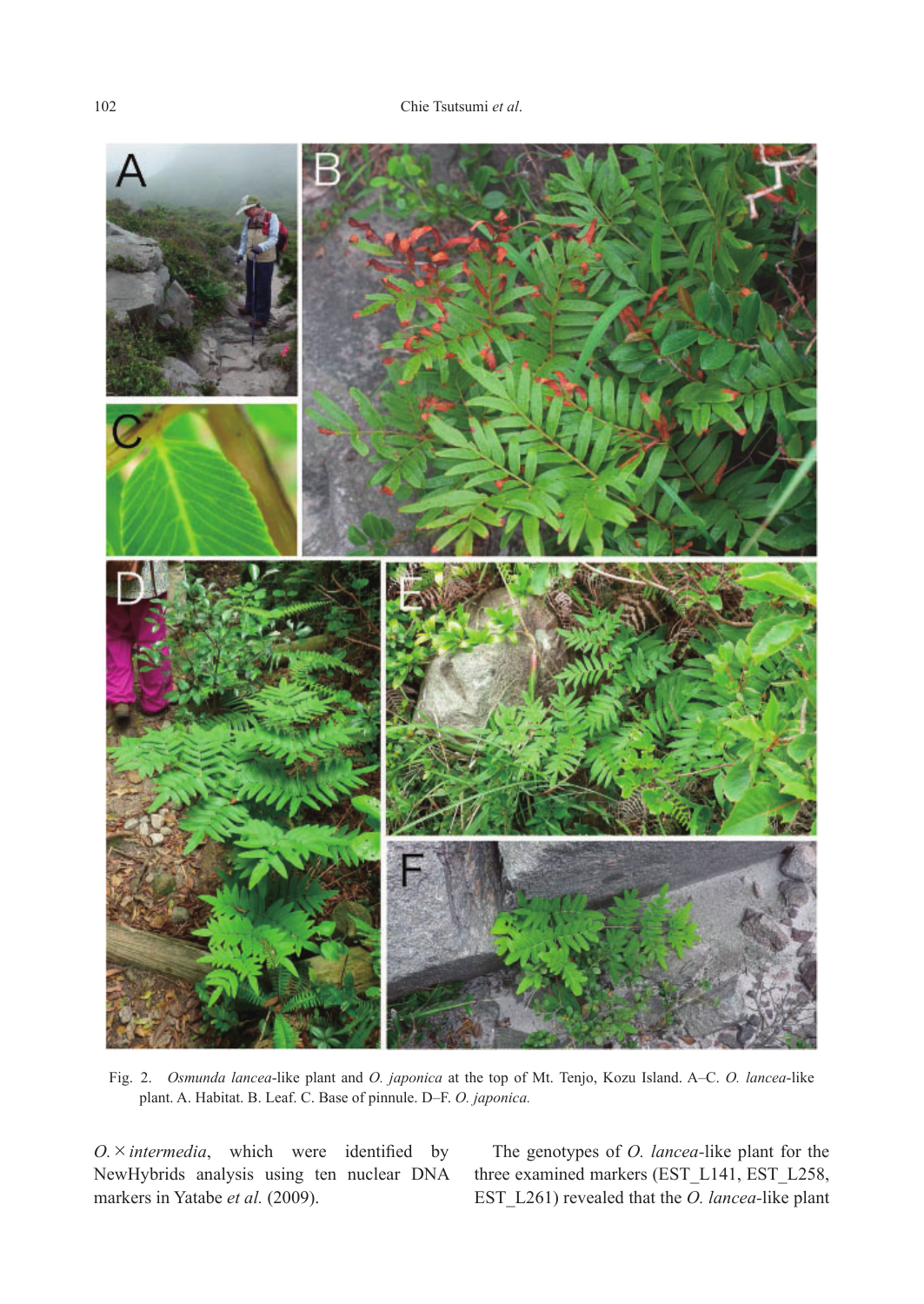Fig. 2. *Osmunda lancea*-like plant and *O. japonica* at the top of Mt. Tenjo, Kozu Island. A–C. *O. lancea*-like plant. A. Habitat. B. Leaf. C. Base of pinnule. D–F. *O. japonica.*

*O.* × *intermedia*, which were identified by NewHybrids analysis using ten nuclear DNA markers in Yatabe *et al.* (2009).

The genotypes of *O. lancea*-like plant for the three examined markers (EST_L141, EST_L258, EST_L261) revealed that the *O. lancea*-like plant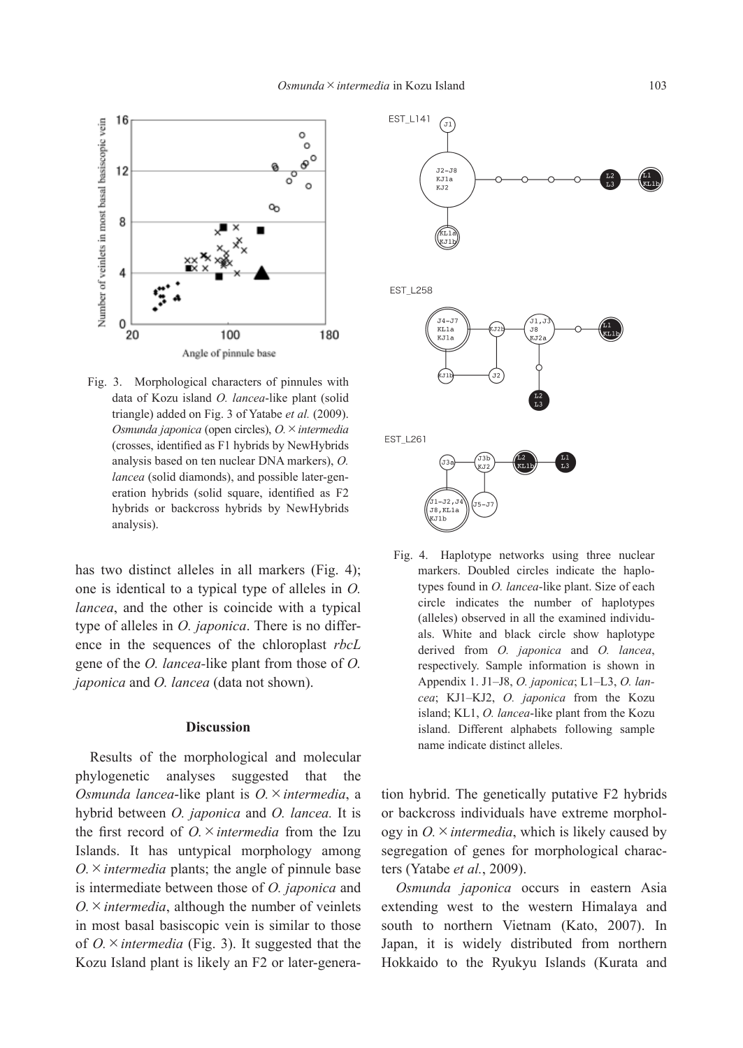Fig. 3. Morphological characters of pinnules with data of Kozu island *O. lancea*-like plant (solid triangle) added on Fig. 3 of Yatabe *et al.* (2009). *Osmunda japonica* (open circles), *O.*×*intermedia* (crosses, identified as F1 hybrids by NewHybrids analysis based on ten nuclear DNA markers), *O. lancea* (solid diamonds), and possible later-generation hybrids (solid square, identified as F2 hybrids or backcross hybrids by NewHybrids analysis).

has two distinct alleles in all markers (Fig. 4); one is identical to a typical type of alleles in *O. lancea*, and the other is coincide with a typical type of alleles in *O. japonica*. There is no difference in the sequences of the chloroplast *rbcL* gene of the *O. lancea*-like plant from those of *O. japonica* and *O. lancea* (data not shown).

Fig. 4. Haplotype networks using three nuclear markers. Doubled circles indicate the haplotypes found in *O. lancea*-like plant. Size of each circle indicates the number of haplotypes (alleles) observed in all the examined individuals. White and black circle show haplotype derived from *O. japonica* and *O. lancea*, respectively. Sample information is shown in Appendix 1. J1–J8, *O. japonica*; L1–L3, *O. lancea*; KJ1–KJ2, *O. japonica* from the Kozu island; KL1, *O. lancea*-like plant from the Kozu island. Different alphabets following sample name indicate distinct alleles.

## Discussion

Results of the morphological and molecular phylogenetic analyses suggested that the *Osmunda lancea*-like plant is *O.*×*intermedia*, a hybrid between *O. japonica* and *O. lancea.* It is the first record of *O.*×*intermedia* from the Izu Islands. It has untypical morphology among *O.*×*intermedia* plants; the angle of pinnule base is intermediate between those of *O. japonica* and *O.*×*intermedia*, although the number of veinlets in most basal basiscopic vein is similar to those of *O.*×*intermedia* (Fig. 3). It suggested that the Kozu Island plant is likely an F2 or later-generation hybrid. The genetically putative F2 hybrids or backcross individuals have extreme morphology in *O.*×*intermedia*, which is likely caused by segregation of genes for morphological characters (Yatabe *et al.*, 2009).

*Osmunda japonica* occurs in eastern Asia extending west to the western Himalaya and south to northern Vietnam (Kato, 2007). In Japan, it is widely distributed from northern Hokkaido to the Ryukyu Islands (Kurata and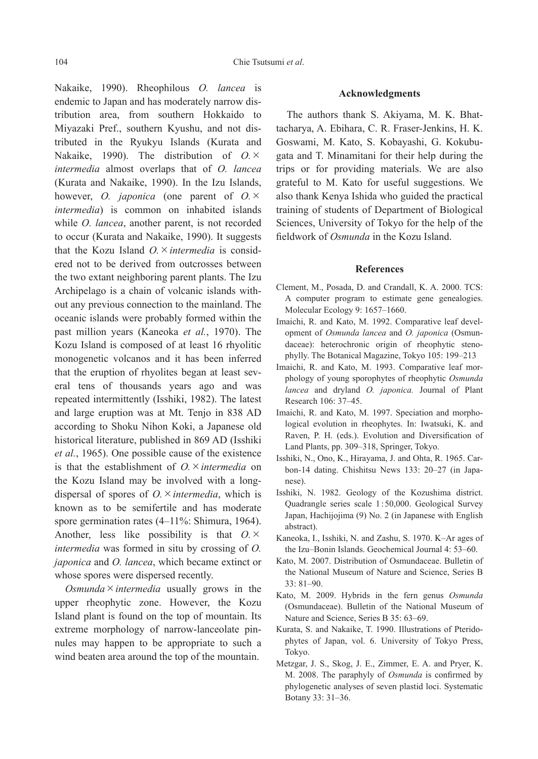Nakaike, 1990). Rheophilous *O. lancea* is endemic to Japan and has moderately narrow distribution area, from southern Hokkaido to Miyazaki Pref., southern Kyushu, and not distributed in the Ryukyu Islands (Kurata and Nakaike, 1990). The distribution of *O.×intermedia* almost overlaps that of *O. lancea* (Kurata and Nakaike, 1990). In the Izu Islands, however, *O. japonica* (one parent of *O.×intermedia*) is common on inhabited islands while *O. lancea*, another parent, is not recorded to occur (Kurata and Nakaike, 1990). It suggests that the Kozu Island *O.×intermedia* is considered not to be derived from outcrosses between the two extant neighboring parent plants. The Izu Archipelago is a chain of volcanic islands without any previous connection to the mainland. The oceanic islands were probably formed within the past million years (Kaneoka *et al.*, 1970). The Kozu Island is composed of at least 16 rhyolitic monogenetic volcanos and it has been inferred that the eruption of rhyolites began at least several tens of thousands years ago and was repeated intermittently (Isshiki, 1982). The latest and large eruption was at Mt. Tenjo in 838 AD according to Shoku Nihon Koki, a Japanese old historical literature, published in 869 AD (Isshiki *et al.*, 1965). One possible cause of the existence is that the establishment of *O.×intermedia* on the Kozu Island may be involved with a long-dispersal of spores of *O.×intermedia*, which is known as to be semifertile and has moderate spore germination rates (4–11%: Shimura, 1964). Another, less like possibility is that *O.×intermedia* was formed in situ by crossing of *O. japonica* and *O. lancea*, which became extinct or whose spores were dispersed recently.

*Osmunda×intermedia* usually grows in the upper rheophytic zone. However, the Kozu Island plant is found on the top of mountain. Its extreme morphology of narrow-lanceolate pinnules may happen to be appropriate to such a wind beaten area around the top of the mountain.

## Acknowledgments

The authors thank S. Akiyama, M. K. Bhattacharya, A. Ebihara, C. R. Fraser-Jenkins, H. K. Goswami, M. Kato, S. Kobayashi, G. Kokubugata and T. Minamitani for their help during the trips or for providing materials. We are also grateful to M. Kato for useful suggestions. We also thank Kenya Ishida who guided the practical training of students of Department of Biological Sciences, University of Tokyo for the help of the fieldwork of *Osmunda* in the Kozu Island.

## References

Clement, M., Posada, D. and Crandall, K. A. 2000. TCS: A computer program to estimate gene genealogies. Molecular Ecology 9: 1657–1660.

Imaichi, R. and Kato, M. 1992. Comparative leaf development of *Osmunda lancea* and *O. japonica* (Osmundaceae): heterochronic origin of rheophytic stenophylly. The Botanical Magazine, Tokyo 105: 199–213

Imaichi, R. and Kato, M. 1993. Comparative leaf morphology of young sporophytes of rheophytic *Osmunda lancea* and dryland *O. japonica.* Journal of Plant Research 106: 37–45.

Imaichi, R. and Kato, M. 1997. Speciation and morphological evolution in rheophytes. In: Iwatsuki, K. and Raven, P. H. (eds.). Evolution and Diversification of Land Plants, pp. 309–318, Springer, Tokyo.

Isshiki, N., Ono, K., Hirayama, J. and Ohta, R. 1965. Carbon-14 dating. Chishitsu News 133: 20–27 (in Japanese).

Isshiki, N. 1982. Geology of the Kozushima district. Quadrangle series scale 1 : 50,000. Geological Survey Japan, Hachijojima (9) No. 2 (in Japanese with English abstract).

Kaneoka, I., Isshiki, N. and Zashu, S. 1970. K–Ar ages of the Izu–Bonin Islands. Geochemical Journal 4: 53–60.

Kato, M. 2007. Distribution of Osmundaceae. Bulletin of the National Museum of Nature and Science, Series B 33: 81–90.

Kato, M. 2009. Hybrids in the fern genus *Osmunda* (Osmundaceae). Bulletin of the National Museum of Nature and Science, Series B 35: 63–69.

Kurata, S. and Nakaike, T. 1990. Illustrations of Pteridophytes of Japan, vol. 6. University of Tokyo Press, Tokyo.

Metzgar, J. S., Skog, J. E., Zimmer, E. A. and Pryer, K. M. 2008. The paraphyly of *Osmunda* is confirmed by phylogenetic analyses of seven plastid loci. Systematic Botany 33: 31–36.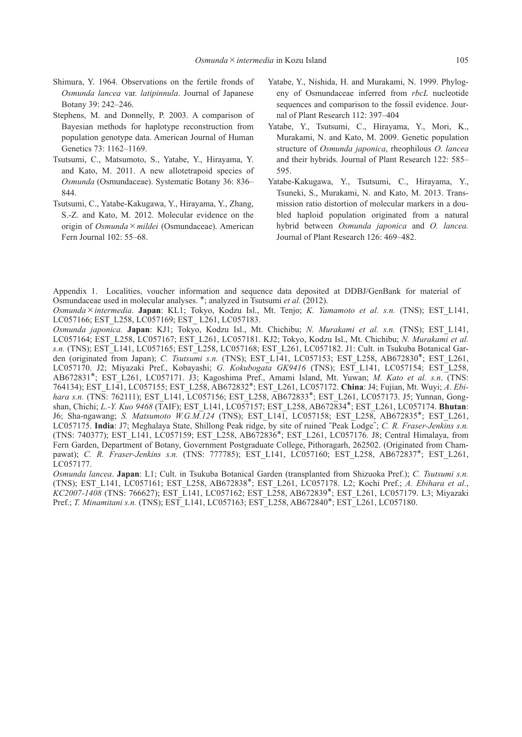Shimura, Y. 1964. Observations on the fertile fronds of *Osmunda lancea* var. *latipinnula*. Journal of Japanese Botany 39: 242–246.

Stephens, M. and Donnelly, P. 2003. A comparison of Bayesian methods for haplotype reconstruction from population genotype data. American Journal of Human Genetics 73: 1162–1169.

Tsutsumi, C., Matsumoto, S., Yatabe, Y., Hirayama, Y. and Kato, M. 2011. A new allotetrapoid species of *Osmunda* (Osmundaceae). Systematic Botany 36: 836–844.

Tsutsumi, C., Yatabe-Kakugawa, Y., Hirayama, Y., Zhang, S.-Z. and Kato, M. 2012. Molecular evidence on the origin of *Osmunda* × *mildei* (Osmundaceae). American Fern Journal 102: 55–68.

Yatabe, Y., Nishida, H. and Murakami, N. 1999. Phylogeny of Osmundaceae inferred from *rbcL* nucleotide sequences and comparison to the fossil evidence. Journal of Plant Research 112: 397–404

Yatabe, Y., Tsutsumi, C., Hirayama, Y., Mori, K., Murakami, N. and Kato, M. 2009. Genetic population structure of *Osmunda japonica*, rheophilous *O. lancea* and their hybrids. Journal of Plant Research 122: 585–595.

Yatabe-Kakugawa, Y., Tsutsumi, C., Hirayama, Y., Tsuneki, S., Murakami, N. and Kato, M. 2013. Transmission ratio distortion of molecular markers in a doubled haploid population originated from a natural hybrid between *Osmunda japonica* and *O. lancea.* Journal of Plant Research 126: 469–482.

Appendix 1. Localities, voucher information and sequence data deposited at DDBJ/GenBank for material of Osmundaceae used in molecular analyses. *; analyzed in Tsutsumi *et al.* (2012).

*Osmunda* × *intermedia*. **Japan**: KL1; Tokyo, Kodzu Isl., Mt. Tenjo; *K. Yamamoto et al. s.n.* (TNS); EST_L141, LC057166; EST_L258, LC057169; EST_ L261, LC057183.

*Osmunda japonica.* **Japan**: KJ1; Tokyo, Kodzu Isl., Mt. Chichibu; *N. Murakami et al. s.n.* (TNS); EST_L141, LC057164; EST_L258, LC057167; EST_L261, LC057181. KJ2; Tokyo, Kodzu Isl., Mt. Chichibu; *N. Murakami et al. s.n.* (TNS); EST_L141, LC057165; EST_L258, LC057168; EST_L261, LC057182. J1: Cult. in Tsukuba Botanical Garden (originated from Japan); *C. Tsutsumi s.n.* (TNS); EST_L141, LC057153; EST_L258, AB672830*; EST_L261, LC057170. J2; Miyazaki Pref., Kobayashi; *G. Kokubogata GK9416* (TNS); EST_L141, LC057154; EST_L258, AB672831*; EST_L261, LC057171. J3; Kagoshima Pref., Amami Island, Mt. Yuwan; *M. Kato et al. s.n*. (TNS: 764134); EST_L141, LC057155; EST_L258, AB672832*; EST_L261, LC057172. **China**: J4; Fujian, Mt. Wuyi; *A. Ebihara s.n.* (TNS: 762111); EST_L141, LC057156; EST_L258, AB672833*; EST_L261, LC057173. J5; Yunnan, Gongshan, Chichi; *L.-Y. Kuo 9468* (TAIF); EST_L141, LC057157; EST_L258, AB672834*; EST_L261, LC057174. **Bhutan**: J6; Sha-ngawang; *S. Matsumoto W.G.M.124* (TNS); EST_L141, LC057158; EST_L258, AB672835*; EST_L261, LC057175. **India**: J7; Meghalaya State, Shillong Peak ridge, by site of ruined "Peak Lodge"; *C. R. Fraser-Jenkins s.n.* (TNS: 740377); EST_L141, LC057159; EST_L258, AB672836*; EST_L261, LC057176. J8; Central Himalaya, from Fern Garden, Department of Botany, Government Postgraduate College, Pithoragarh, 262502. (Originated from Champawat); *C. R. Fraser-Jenkins s.n.* (TNS: 777785); EST_L141, LC057160; EST_L258, AB672837*; EST_L261, LC057177.

*Osmunda lancea*. **Japan**: L1; Cult. in Tsukuba Botanical Garden (transplanted from Shizuoka Pref.); *C. Tsutsumi s.n.* (TNS); EST_L141, LC057161; EST_L258, AB672838*; EST_L261, LC057178. L2; Kochi Pref.; *A. Ebihara et al.*, *KC2007-1408* (TNS: 766627); EST_L141, LC057162; EST_L258, AB672839*; EST_L261, LC057179. L3; Miyazaki Pref.; *T. Minamitani s.n.* (TNS); EST_L141, LC057163; EST_L258, AB672840*; EST_L261, LC057180.